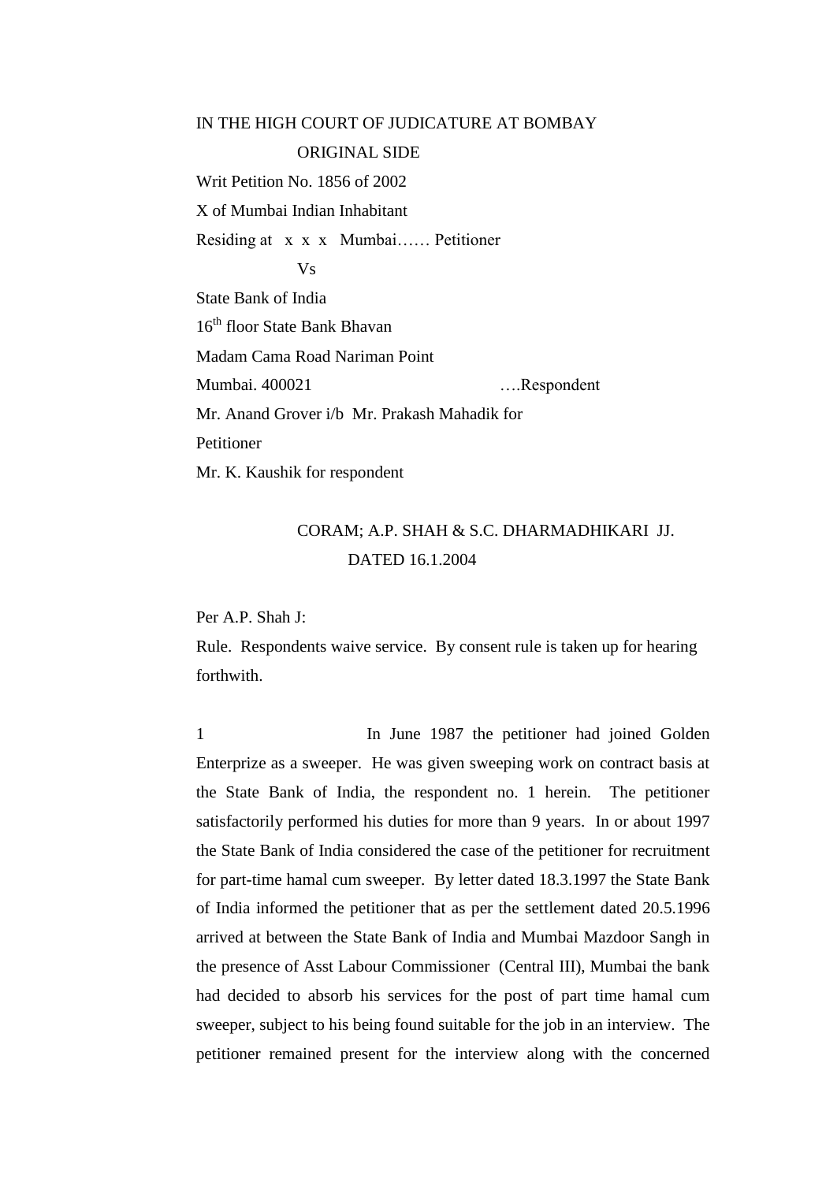IN THE HIGH COURT OF JUDICATURE AT BOMBAY

ORIGINAL SIDE

Writ Petition No. 1856 of 2002

X of Mumbai Indian Inhabitant

Residing at x x x Mumbai…… Petitioner

Vs

State Bank of India

16th floor State Bank Bhavan

Madam Cama Road Nariman Point

Mumbai. 400021 ….Respondent

Mr. Anand Grover i/b Mr. Prakash Mahadik for Petitioner

Mr. K. Kaushik for respondent

CORAM; A.P. SHAH & S.C. DHARMADHIKARI JJ.

DATED 16.1.2004

Per A.P. Shah J:

Rule. Respondents waive service. By consent rule is taken up for hearing forthwith.

1 In June 1987 the petitioner had joined Golden Enterprize as a sweeper. He was given sweeping work on contract basis at the State Bank of India, the respondent no. 1 herein. The petitioner satisfactorily performed his duties for more than 9 years. In or about 1997 the State Bank of India considered the case of the petitioner for recruitment for part-time hamal cum sweeper. By letter dated 18.3.1997 the State Bank of India informed the petitioner that as per the settlement dated 20.5.1996 arrived at between the State Bank of India and Mumbai Mazdoor Sangh in the presence of Asst Labour Commissioner (Central III), Mumbai the bank had decided to absorb his services for the post of part time hamal cum sweeper, subject to his being found suitable for the job in an interview. The petitioner remained present for the interview along with the concerned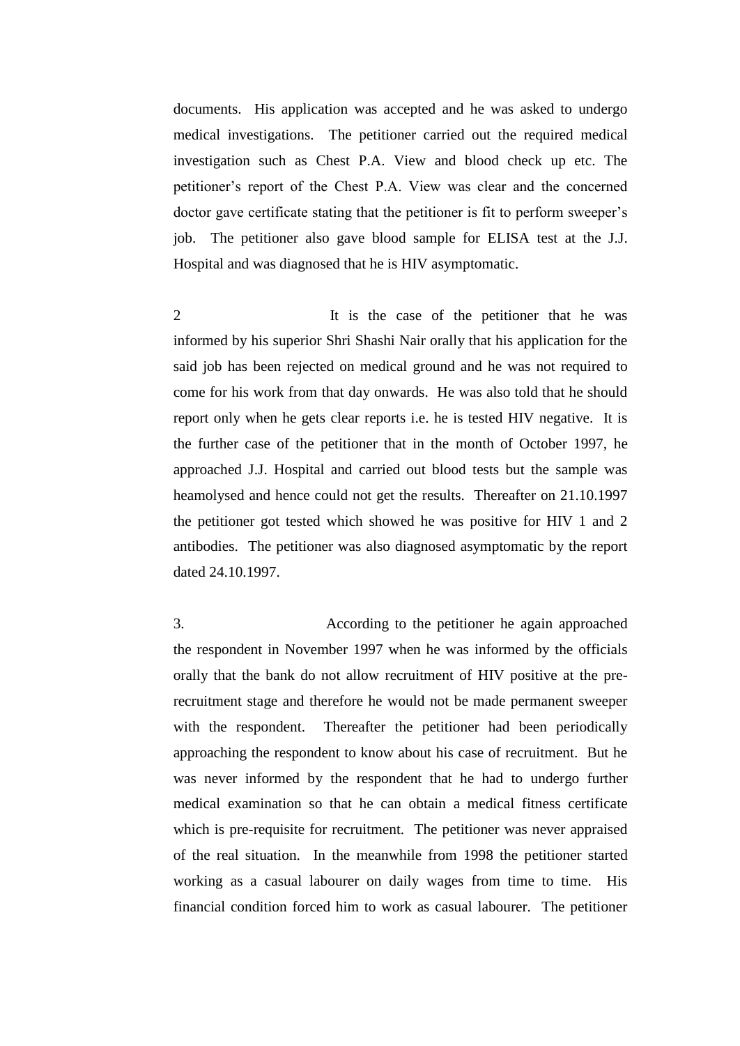documents. His application was accepted and he was asked to undergo medical investigations. The petitioner carried out the required medical investigation such as Chest P.A. View and blood check up etc. The petitioner's report of the Chest P.A. View was clear and the concerned doctor gave certificate stating that the petitioner is fit to perform sweeper's job. The petitioner also gave blood sample for ELISA test at the J.J. Hospital and was diagnosed that he is HIV asymptomatic.

2 It is the case of the petitioner that he was informed by his superior Shri Shashi Nair orally that his application for the said job has been rejected on medical ground and he was not required to come for his work from that day onwards. He was also told that he should report only when he gets clear reports i.e. he is tested HIV negative. It is the further case of the petitioner that in the month of October 1997, he approached J.J. Hospital and carried out blood tests but the sample was heamolysed and hence could not get the results. Thereafter on 21.10.1997 the petitioner got tested which showed he was positive for HIV 1 and 2 antibodies. The petitioner was also diagnosed asymptomatic by the report dated 24.10.1997.

3. According to the petitioner he again approached the respondent in November 1997 when he was informed by the officials orally that the bank do not allow recruitment of HIV positive at the pre-recruitment stage and therefore he would not be made permanent sweeper with the respondent. Thereafter the petitioner had been periodically approaching the respondent to know about his case of recruitment. But he was never informed by the respondent that he had to undergo further medical examination so that he can obtain a medical fitness certificate which is pre-requisite for recruitment. The petitioner was never appraised of the real situation. In the meanwhile from 1998 the petitioner started working as a casual labourer on daily wages from time to time. His financial condition forced him to work as casual labourer. The petitioner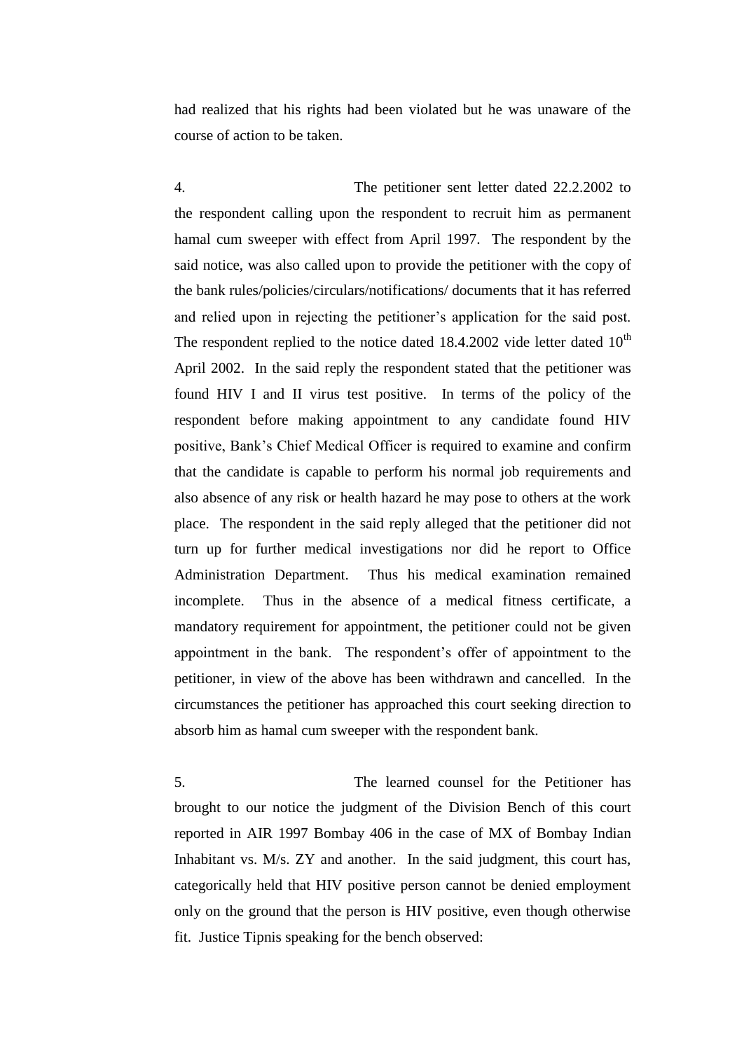had realized that his rights had been violated but he was unaware of the course of action to be taken.

4. The petitioner sent letter dated 22.2.2002 to the respondent calling upon the respondent to recruit him as permanent hamal cum sweeper with effect from April 1997. The respondent by the said notice, was also called upon to provide the petitioner with the copy of the bank rules/policies/circulars/notifications/ documents that it has referred and relied upon in rejecting the petitioner's application for the said post. The respondent replied to the notice dated 18.4.2002 vide letter dated 10th April 2002. In the said reply the respondent stated that the petitioner was found HIV I and II virus test positive. In terms of the policy of the respondent before making appointment to any candidate found HIV positive, Bank's Chief Medical Officer is required to examine and confirm that the candidate is capable to perform his normal job requirements and also absence of any risk or health hazard he may pose to others at the work place. The respondent in the said reply alleged that the petitioner did not turn up for further medical investigations nor did he report to Office Administration Department. Thus his medical examination remained incomplete. Thus in the absence of a medical fitness certificate, a mandatory requirement for appointment, the petitioner could not be given appointment in the bank. The respondent's offer of appointment to the petitioner, in view of the above has been withdrawn and cancelled. In the circumstances the petitioner has approached this court seeking direction to absorb him as hamal cum sweeper with the respondent bank.

5. The learned counsel for the Petitioner has brought to our notice the judgment of the Division Bench of this court reported in AIR 1997 Bombay 406 in the case of MX of Bombay Indian Inhabitant vs. M/s. ZY and another. In the said judgment, this court has, categorically held that HIV positive person cannot be denied employment only on the ground that the person is HIV positive, even though otherwise fit. Justice Tipnis speaking for the bench observed: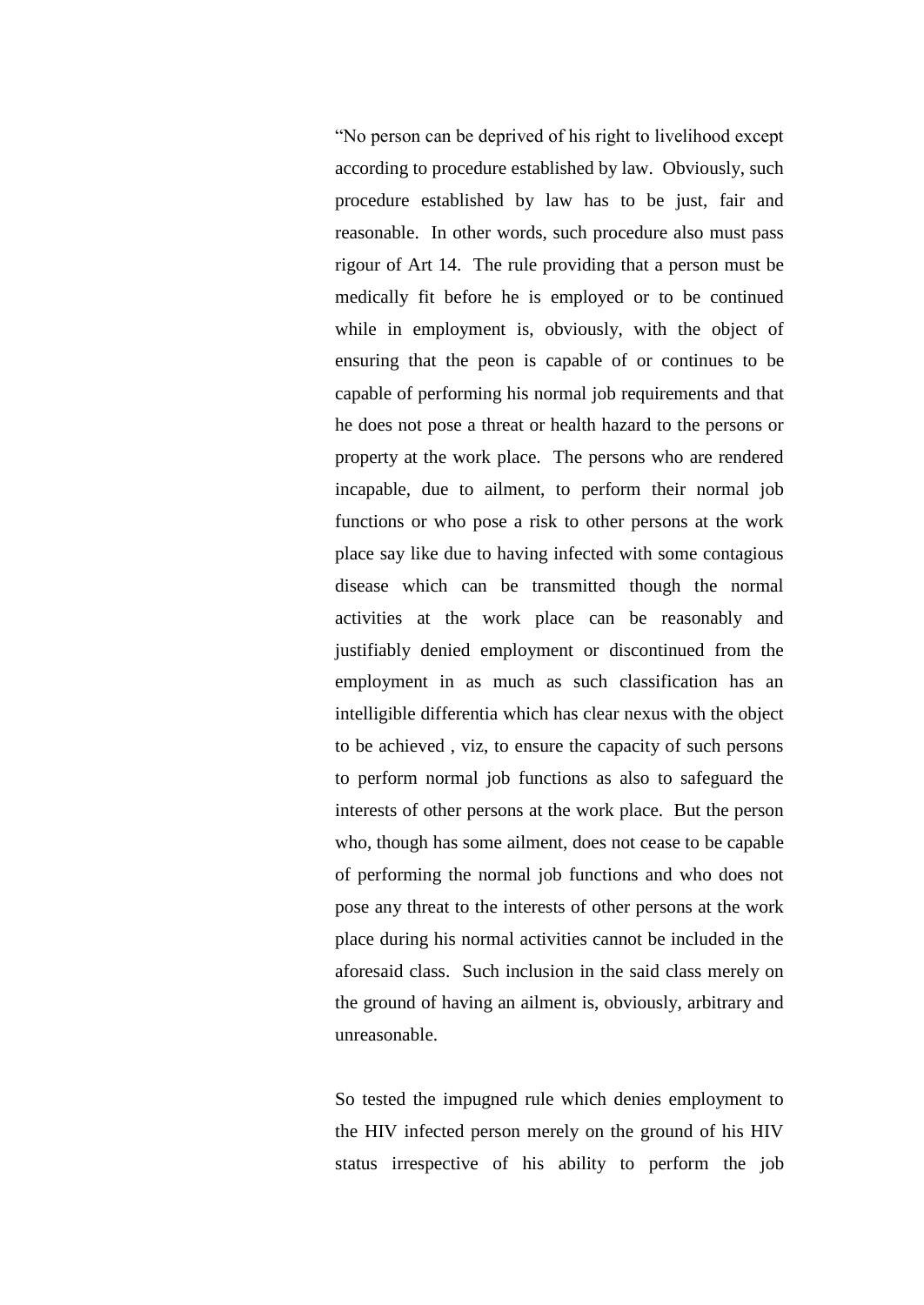"No person can be deprived of his right to livelihood except according to procedure established by law. Obviously, such procedure established by law has to be just, fair and reasonable. In other words, such procedure also must pass rigour of Art 14. The rule providing that a person must be medically fit before he is employed or to be continued while in employment is, obviously, with the object of ensuring that the peon is capable of or continues to be capable of performing his normal job requirements and that he does not pose a threat or health hazard to the persons or property at the work place. The persons who are rendered incapable, due to ailment, to perform their normal job functions or who pose a risk to other persons at the work place say like due to having infected with some contagious disease which can be transmitted though the normal activities at the work place can be reasonably and justifiably denied employment or discontinued from the employment in as much as such classification has an intelligible differentia which has clear nexus with the object to be achieved , viz, to ensure the capacity of such persons to perform normal job functions as also to safeguard the interests of other persons at the work place. But the person who, though has some ailment, does not cease to be capable of performing the normal job functions and who does not pose any threat to the interests of other persons at the work place during his normal activities cannot be included in the aforesaid class. Such inclusion in the said class merely on the ground of having an ailment is, obviously, arbitrary and unreasonable.

So tested the impugned rule which denies employment to the HIV infected person merely on the ground of his HIV status irrespective of his ability to perform the job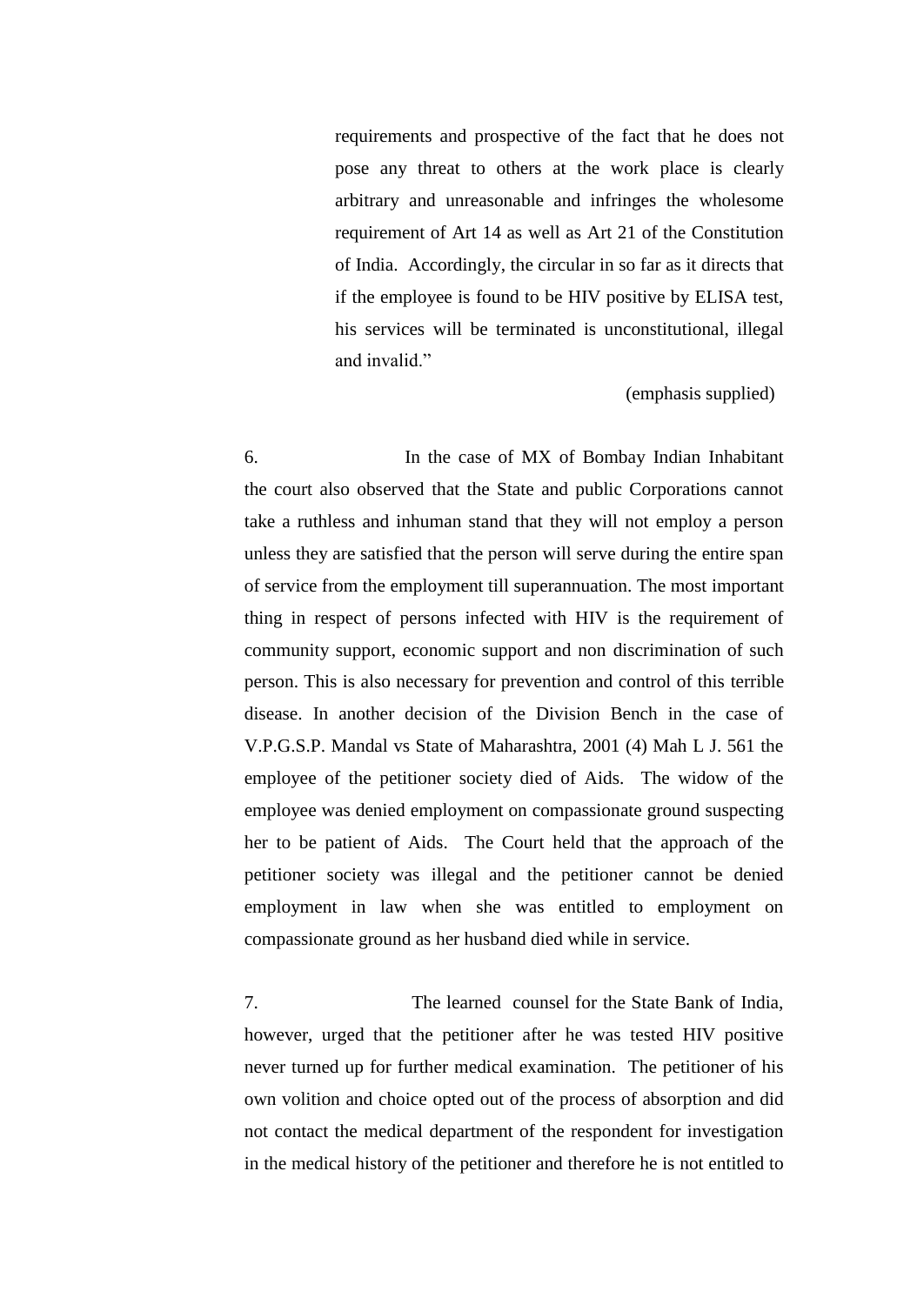> requirements and prospective of the fact that he does not pose any threat to others at the work place is clearly arbitrary and unreasonable and infringes the wholesome requirement of Art 14 as well as Art 21 of the Constitution of India. Accordingly, the circular in so far as it directs that if the employee is found to be HIV positive by ELISA test, his services will be terminated is unconstitutional, illegal and invalid."
>
> (emphasis supplied)

6. In the case of MX of Bombay Indian Inhabitant the court also observed that the State and public Corporations cannot take a ruthless and inhuman stand that they will not employ a person unless they are satisfied that the person will serve during the entire span of service from the employment till superannuation. The most important thing in respect of persons infected with HIV is the requirement of community support, economic support and non discrimination of such person. This is also necessary for prevention and control of this terrible disease. In another decision of the Division Bench in the case of V.P.G.S.P. Mandal vs State of Maharashtra, 2001 (4) Mah L J. 561 the employee of the petitioner society died of Aids. The widow of the employee was denied employment on compassionate ground suspecting her to be patient of Aids. The Court held that the approach of the petitioner society was illegal and the petitioner cannot be denied employment in law when she was entitled to employment on compassionate ground as her husband died while in service.

7. The learned counsel for the State Bank of India, however, urged that the petitioner after he was tested HIV positive never turned up for further medical examination. The petitioner of his own volition and choice opted out of the process of absorption and did not contact the medical department of the respondent for investigation in the medical history of the petitioner and therefore he is not entitled to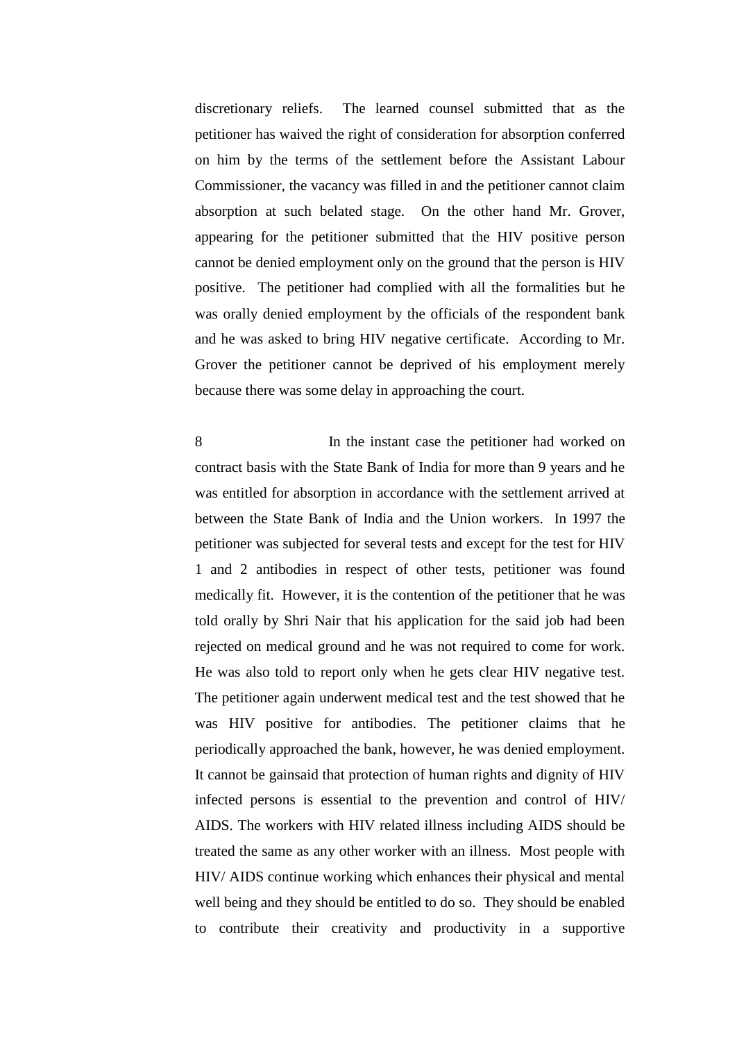discretionary reliefs. The learned counsel submitted that as the petitioner has waived the right of consideration for absorption conferred on him by the terms of the settlement before the Assistant Labour Commissioner, the vacancy was filled in and the petitioner cannot claim absorption at such belated stage. On the other hand Mr. Grover, appearing for the petitioner submitted that the HIV positive person cannot be denied employment only on the ground that the person is HIV positive. The petitioner had complied with all the formalities but he was orally denied employment by the officials of the respondent bank and he was asked to bring HIV negative certificate. According to Mr. Grover the petitioner cannot be deprived of his employment merely because there was some delay in approaching the court.

8 In the instant case the petitioner had worked on contract basis with the State Bank of India for more than 9 years and he was entitled for absorption in accordance with the settlement arrived at between the State Bank of India and the Union workers. In 1997 the petitioner was subjected for several tests and except for the test for HIV 1 and 2 antibodies in respect of other tests, petitioner was found medically fit. However, it is the contention of the petitioner that he was told orally by Shri Nair that his application for the said job had been rejected on medical ground and he was not required to come for work. He was also told to report only when he gets clear HIV negative test. The petitioner again underwent medical test and the test showed that he was HIV positive for antibodies. The petitioner claims that he periodically approached the bank, however, he was denied employment. It cannot be gainsaid that protection of human rights and dignity of HIV infected persons is essential to the prevention and control of HIV/ AIDS. The workers with HIV related illness including AIDS should be treated the same as any other worker with an illness. Most people with HIV/ AIDS continue working which enhances their physical and mental well being and they should be entitled to do so. They should be enabled to contribute their creativity and productivity in a supportive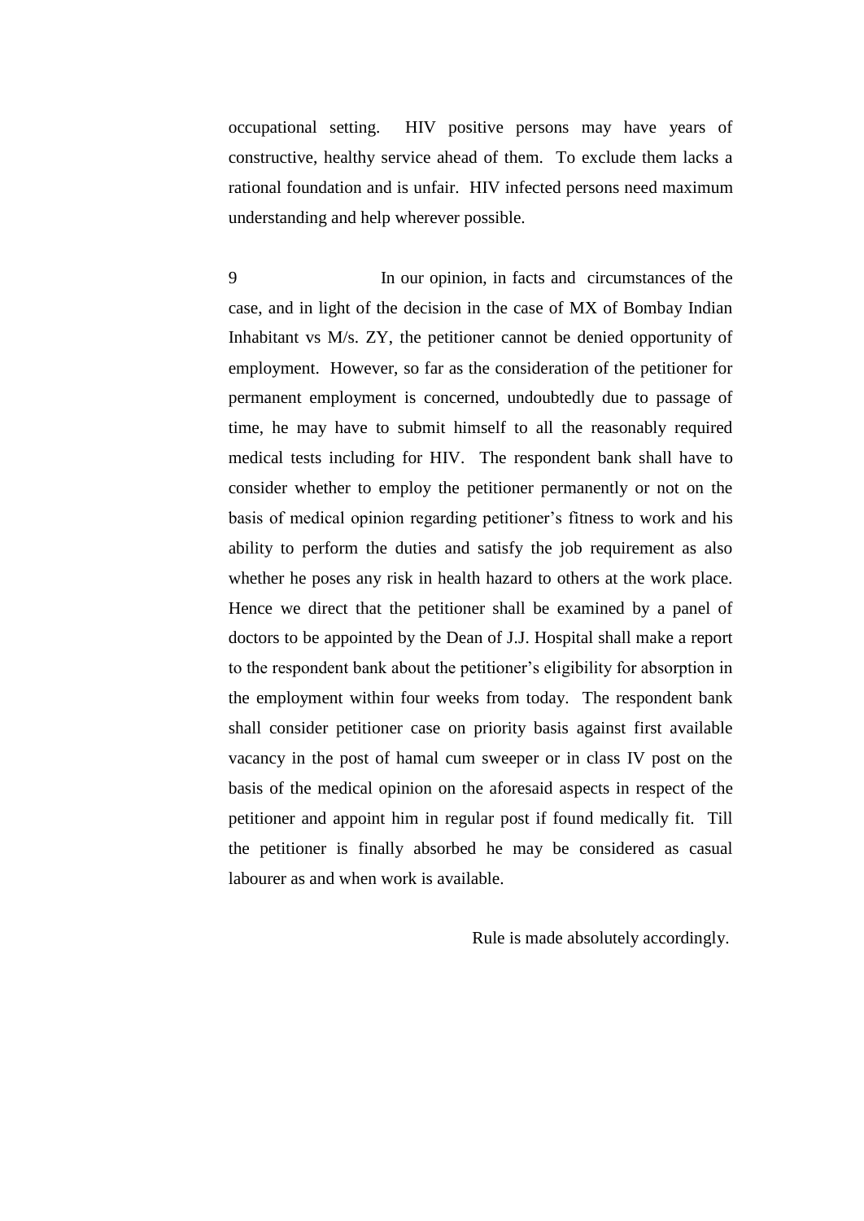occupational setting. HIV positive persons may have years of constructive, healthy service ahead of them. To exclude them lacks a rational foundation and is unfair. HIV infected persons need maximum understanding and help wherever possible.

9 In our opinion, in facts and circumstances of the case, and in light of the decision in the case of MX of Bombay Indian Inhabitant vs M/s. ZY, the petitioner cannot be denied opportunity of employment. However, so far as the consideration of the petitioner for permanent employment is concerned, undoubtedly due to passage of time, he may have to submit himself to all the reasonably required medical tests including for HIV. The respondent bank shall have to consider whether to employ the petitioner permanently or not on the basis of medical opinion regarding petitioner's fitness to work and his ability to perform the duties and satisfy the job requirement as also whether he poses any risk in health hazard to others at the work place. Hence we direct that the petitioner shall be examined by a panel of doctors to be appointed by the Dean of J.J. Hospital shall make a report to the respondent bank about the petitioner's eligibility for absorption in the employment within four weeks from today. The respondent bank shall consider petitioner case on priority basis against first available vacancy in the post of hamal cum sweeper or in class IV post on the basis of the medical opinion on the aforesaid aspects in respect of the petitioner and appoint him in regular post if found medically fit. Till the petitioner is finally absorbed he may be considered as casual labourer as and when work is available.

Rule is made absolutely accordingly.